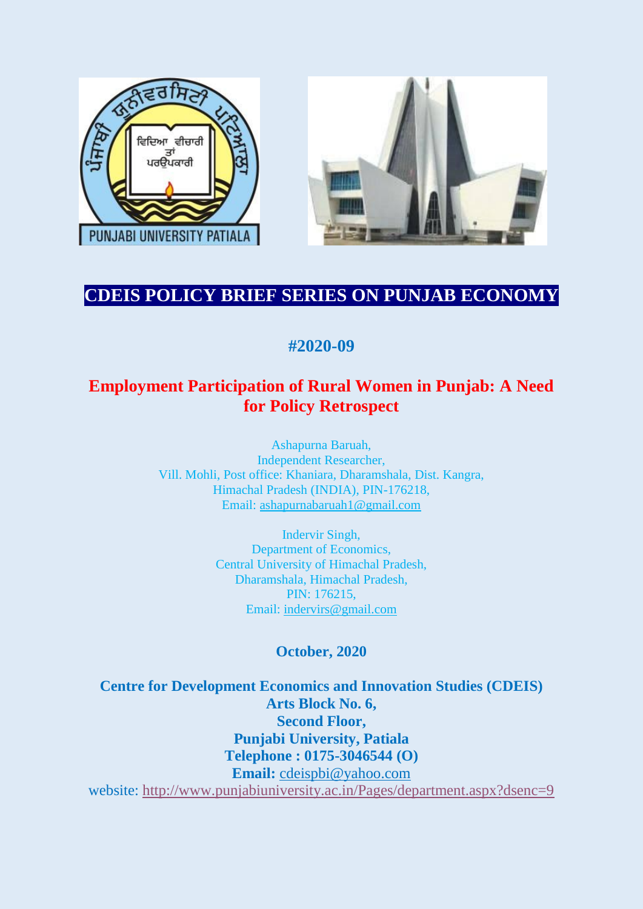# CDEIS POLICY BRIEF SERIES ON PUNJAB ECONOMY

## #2020-09

## Employment Participation of Rural Women in Punjab: A Need for Policy Retrospect

Ashapurna Baruah,
Independent Researcher,
Vill. Mohli, Post office: Khaniara, Dharamshala, Dist. Kangra,
Himachal Pradesh (INDIA), PIN-176218,
Email: ashapurnabaruah1@gmail.com

Indervir Singh,
Department of Economics,
Central University of Himachal Pradesh,
Dharamshala, Himachal Pradesh,
PIN: 176215,
Email: indervirs@gmail.com

**October, 2020**

**Centre for Development Economics and Innovation Studies (CDEIS)**
**Arts Block No. 6,**
**Second Floor,**
**Punjabi University, Patiala**
**Telephone : 0175-3046544 (O)**
**Email:** cdeispbi@yahoo.com
website: http://www.punjabiuniversity.ac.in/Pages/department.aspx?dsenc=9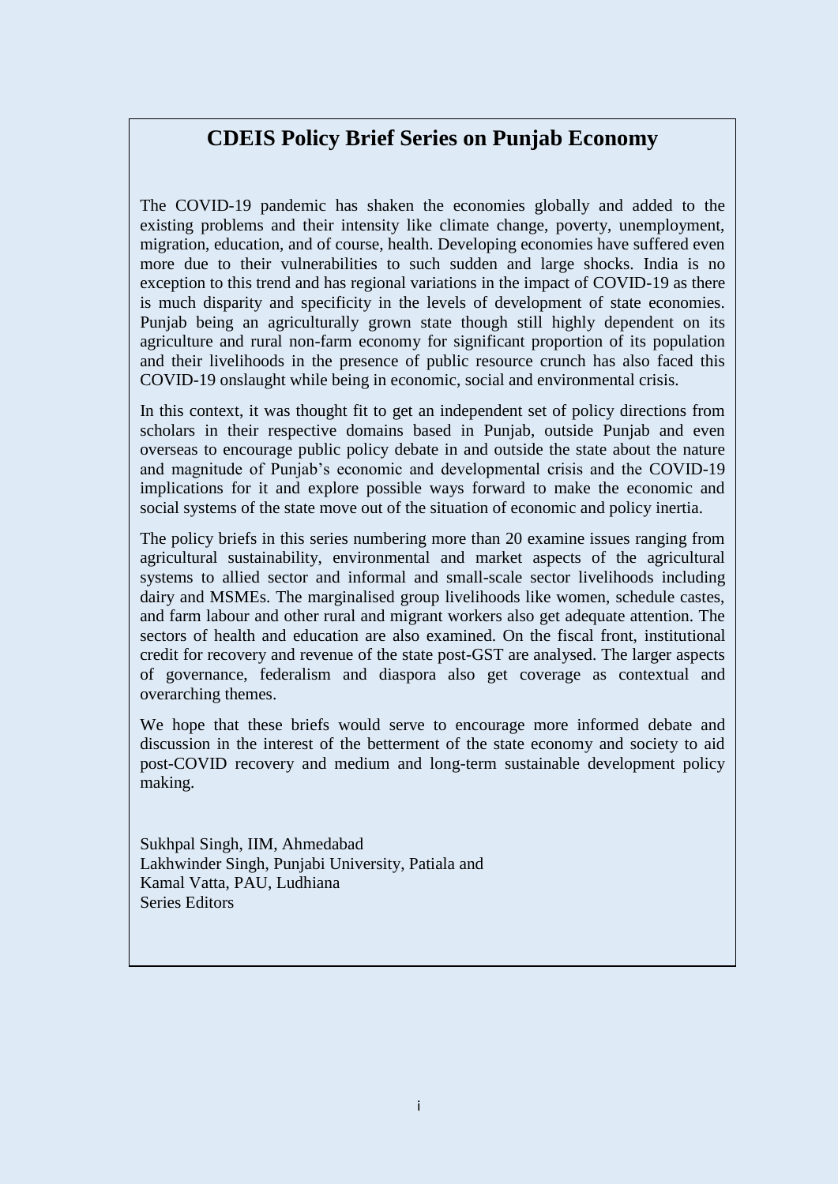# CDEIS Policy Brief Series on Punjab Economy

The COVID-19 pandemic has shaken the economies globally and added to the existing problems and their intensity like climate change, poverty, unemployment, migration, education, and of course, health. Developing economies have suffered even more due to their vulnerabilities to such sudden and large shocks. India is no exception to this trend and has regional variations in the impact of COVID-19 as there is much disparity and specificity in the levels of development of state economies. Punjab being an agriculturally grown state though still highly dependent on its agriculture and rural non-farm economy for significant proportion of its population and their livelihoods in the presence of public resource crunch has also faced this COVID-19 onslaught while being in economic, social and environmental crisis.

In this context, it was thought fit to get an independent set of policy directions from scholars in their respective domains based in Punjab, outside Punjab and even overseas to encourage public policy debate in and outside the state about the nature and magnitude of Punjab's economic and developmental crisis and the COVID-19 implications for it and explore possible ways forward to make the economic and social systems of the state move out of the situation of economic and policy inertia.

The policy briefs in this series numbering more than 20 examine issues ranging from agricultural sustainability, environmental and market aspects of the agricultural systems to allied sector and informal and small-scale sector livelihoods including dairy and MSMEs. The marginalised group livelihoods like women, schedule castes, and farm labour and other rural and migrant workers also get adequate attention. The sectors of health and education are also examined. On the fiscal front, institutional credit for recovery and revenue of the state post-GST are analysed. The larger aspects of governance, federalism and diaspora also get coverage as contextual and overarching themes.

We hope that these briefs would serve to encourage more informed debate and discussion in the interest of the betterment of the state economy and society to aid post-COVID recovery and medium and long-term sustainable development policy making.

Sukhpal Singh, IIM, Ahmedabad
Lakhwinder Singh, Punjabi University, Patiala and
Kamal Vatta, PAU, Ludhiana
Series Editors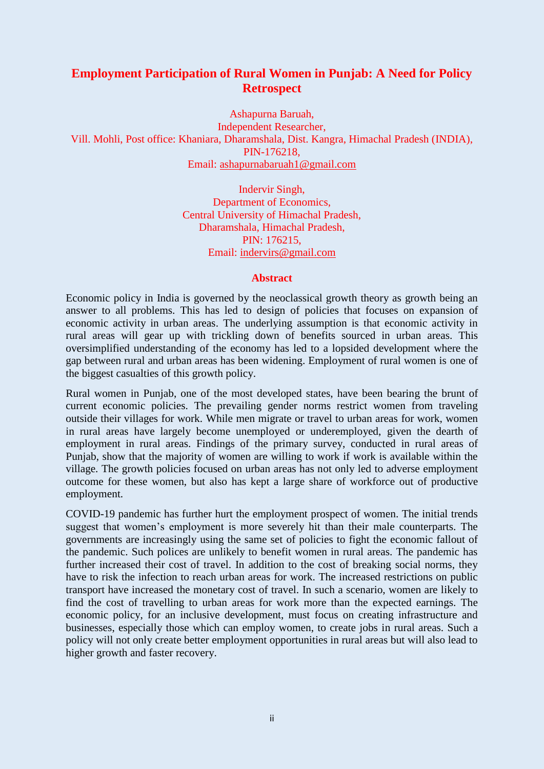# Employment Participation of Rural Women in Punjab: A Need for Policy Retrospect

Ashapurna Baruah,
Independent Researcher,
Vill. Mohli, Post office: Khaniara, Dharamshala, Dist. Kangra, Himachal Pradesh (INDIA),
PIN-176218,
Email: ashapurnabaruah1@gmail.com

Indervir Singh,
Department of Economics,
Central University of Himachal Pradesh,
Dharamshala, Himachal Pradesh,
PIN: 176215,
Email: indervirs@gmail.com

## Abstract

Economic policy in India is governed by the neoclassical growth theory as growth being an answer to all problems. This has led to design of policies that focuses on expansion of economic activity in urban areas. The underlying assumption is that economic activity in rural areas will gear up with trickling down of benefits sourced in urban areas. This oversimplified understanding of the economy has led to a lopsided development where the gap between rural and urban areas has been widening. Employment of rural women is one of the biggest casualties of this growth policy.

Rural women in Punjab, one of the most developed states, have been bearing the brunt of current economic policies. The prevailing gender norms restrict women from traveling outside their villages for work. While men migrate or travel to urban areas for work, women in rural areas have largely become unemployed or underemployed, given the dearth of employment in rural areas. Findings of the primary survey, conducted in rural areas of Punjab, show that the majority of women are willing to work if work is available within the village. The growth policies focused on urban areas has not only led to adverse employment outcome for these women, but also has kept a large share of workforce out of productive employment.

COVID-19 pandemic has further hurt the employment prospect of women. The initial trends suggest that women's employment is more severely hit than their male counterparts. The governments are increasingly using the same set of policies to fight the economic fallout of the pandemic. Such polices are unlikely to benefit women in rural areas. The pandemic has further increased their cost of travel. In addition to the cost of breaking social norms, they have to risk the infection to reach urban areas for work. The increased restrictions on public transport have increased the monetary cost of travel. In such a scenario, women are likely to find the cost of travelling to urban areas for work more than the expected earnings. The economic policy, for an inclusive development, must focus on creating infrastructure and businesses, especially those which can employ women, to create jobs in rural areas. Such a policy will not only create better employment opportunities in rural areas but will also lead to higher growth and faster recovery.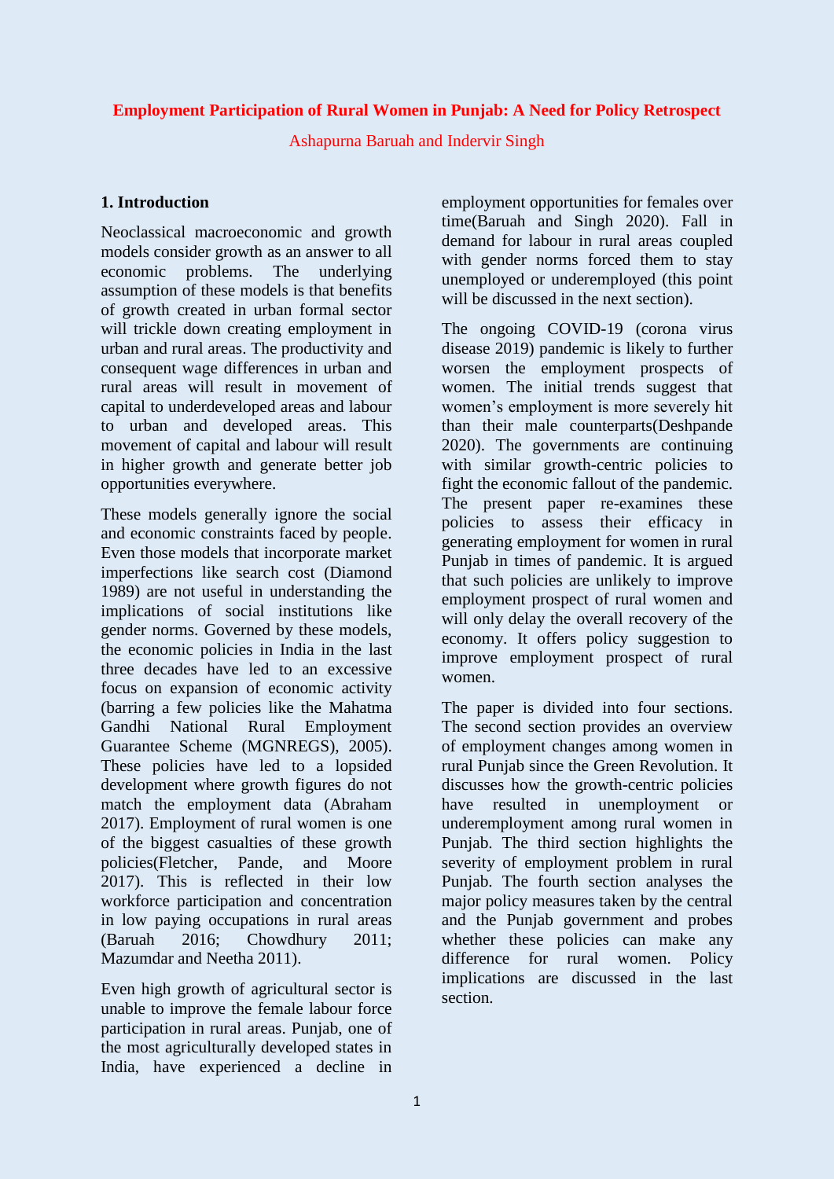**Employment Participation of Rural Women in Punjab: A Need for Policy Retrospect**

Ashapurna Baruah and Indervir Singh

## 1. Introduction

Neoclassical macroeconomic and growth models consider growth as an answer to all economic problems. The underlying assumption of these models is that benefits of growth created in urban formal sector will trickle down creating employment in urban and rural areas. The productivity and consequent wage differences in urban and rural areas will result in movement of capital to underdeveloped areas and labour to urban and developed areas. This movement of capital and labour will result in higher growth and generate better job opportunities everywhere.

These models generally ignore the social and economic constraints faced by people. Even those models that incorporate market imperfections like search cost (Diamond 1989) are not useful in understanding the implications of social institutions like gender norms. Governed by these models, the economic policies in India in the last three decades have led to an excessive focus on expansion of economic activity (barring a few policies like the Mahatma Gandhi National Rural Employment Guarantee Scheme (MGNREGS), 2005). These policies have led to a lopsided development where growth figures do not match the employment data (Abraham 2017). Employment of rural women is one of the biggest casualties of these growth policies(Fletcher, Pande, and Moore 2017). This is reflected in their low workforce participation and concentration in low paying occupations in rural areas (Baruah 2016; Chowdhury 2011; Mazumdar and Neetha 2011).

Even high growth of agricultural sector is unable to improve the female labour force participation in rural areas. Punjab, one of the most agriculturally developed states in India, have experienced a decline in employment opportunities for females over time(Baruah and Singh 2020). Fall in demand for labour in rural areas coupled with gender norms forced them to stay unemployed or underemployed (this point will be discussed in the next section).

The ongoing COVID-19 (corona virus disease 2019) pandemic is likely to further worsen the employment prospects of women. The initial trends suggest that women's employment is more severely hit than their male counterparts(Deshpande 2020). The governments are continuing with similar growth-centric policies to fight the economic fallout of the pandemic. The present paper re-examines these policies to assess their efficacy in generating employment for women in rural Punjab in times of pandemic. It is argued that such policies are unlikely to improve employment prospect of rural women and will only delay the overall recovery of the economy. It offers policy suggestion to improve employment prospect of rural women.

The paper is divided into four sections. The second section provides an overview of employment changes among women in rural Punjab since the Green Revolution. It discusses how the growth-centric policies have resulted in unemployment or underemployment among rural women in Punjab. The third section highlights the severity of employment problem in rural Punjab. The fourth section analyses the major policy measures taken by the central and the Punjab government and probes whether these policies can make any difference for rural women. Policy implications are discussed in the last section.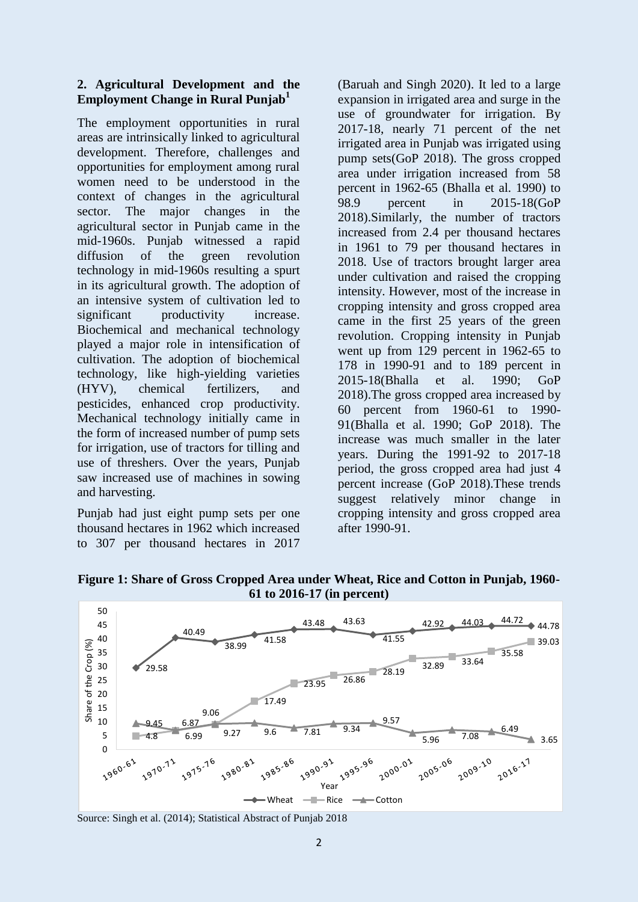## 2. Agricultural Development and the Employment Change in Rural Punjab[1]

The employment opportunities in rural areas are intrinsically linked to agricultural development. Therefore, challenges and opportunities for employment among rural women need to be understood in the context of changes in the agricultural sector. The major changes in the agricultural sector in Punjab came in the mid-1960s. Punjab witnessed a rapid diffusion of the green revolution technology in mid-1960s resulting a spurt in its agricultural growth. The adoption of an intensive system of cultivation led to significant productivity increase. Biochemical and mechanical technology played a major role in intensification of cultivation. The adoption of biochemical technology, like high-yielding varieties (HYV), chemical fertilizers, and pesticides, enhanced crop productivity. Mechanical technology initially came in the form of increased number of pump sets for irrigation, use of tractors for tilling and use of threshers. Over the years, Punjab saw increased use of machines in sowing and harvesting.

Punjab had just eight pump sets per one thousand hectares in 1962 which increased to 307 per thousand hectares in 2017 (Baruah and Singh 2020). It led to a large expansion in irrigated area and surge in the use of groundwater for irrigation. By 2017-18, nearly 71 percent of the net irrigated area in Punjab was irrigated using pump sets(GoP 2018). The gross cropped area under irrigation increased from 58 percent in 1962-65 (Bhalla et al. 1990) to 98.9 percent in 2015-18(GoP 2018).Similarly, the number of tractors increased from 2.4 per thousand hectares in 1961 to 79 per thousand hectares in 2018. Use of tractors brought larger area under cultivation and raised the cropping intensity. However, most of the increase in cropping intensity and gross cropped area came in the first 25 years of the green revolution. Cropping intensity in Punjab went up from 129 percent in 1962-65 to 178 in 1990-91 and to 189 percent in 2015-18(Bhalla et al. 1990; GoP 2018).The gross cropped area increased by 60 percent from 1960-61 to 1990-91(Bhalla et al. 1990; GoP 2018). The increase was much smaller in the later years. During the 1991-92 to 2017-18 period, the gross cropped area had just 4 percent increase (GoP 2018).These trends suggest relatively minor change in cropping intensity and gross cropped area after 1990-91.

**Figure 1: Share of Gross Cropped Area under Wheat, Rice and Cotton in Punjab, 1960-61 to 2016-17 (in percent)**

| Year | Wheat | Rice | Cotton |
|---|---|---|---|
| 1960-61 | 29.58 | 4.8 | 9.45 |
| 1970-71 | 40.49 | 6.87 | 6.99 |
| 1975-76 | 38.99 | 9.06 | 9.27 |
| 1980-81 | 41.58 | 17.49 | 9.6 |
| 1985-86 | 43.48 | 23.95 | 7.81 |
| 1990-91 | 43.63 | 26.86 | 9.34 |
| 1995-96 | 41.55 | 28.19 | 9.57 |
| 2000-01 | 42.92 | 32.89 | 5.96 |
| 2005-06 | 44.03 | 33.64 | 7.08 |
| 2009-10 | 44.72 | 35.58 | 6.49 |
| 2016-17 | 44.78 | 39.03 | 3.65 |

Source: Singh et al. (2014); Statistical Abstract of Punjab 2018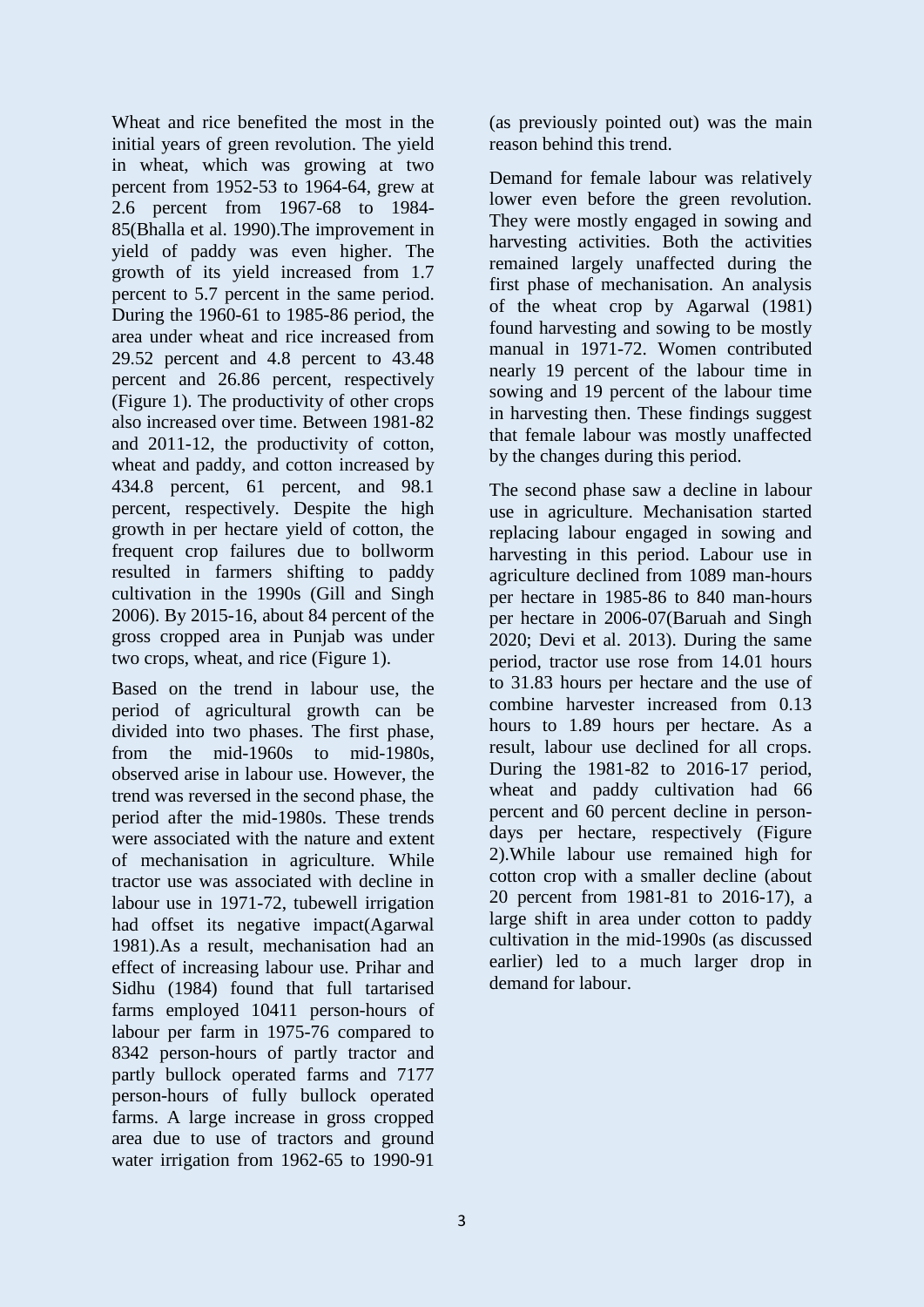Wheat and rice benefited the most in the initial years of green revolution. The yield in wheat, which was growing at two percent from 1952-53 to 1964-64, grew at 2.6 percent from 1967-68 to 1984-85(Bhalla et al. 1990).The improvement in yield of paddy was even higher. The growth of its yield increased from 1.7 percent to 5.7 percent in the same period. During the 1960-61 to 1985-86 period, the area under wheat and rice increased from 29.52 percent and 4.8 percent to 43.48 percent and 26.86 percent, respectively (Figure 1). The productivity of other crops also increased over time. Between 1981-82 and 2011-12, the productivity of cotton, wheat and paddy, and cotton increased by 434.8 percent, 61 percent, and 98.1 percent, respectively. Despite the high growth in per hectare yield of cotton, the frequent crop failures due to bollworm resulted in farmers shifting to paddy cultivation in the 1990s (Gill and Singh 2006). By 2015-16, about 84 percent of the gross cropped area in Punjab was under two crops, wheat, and rice (Figure 1).

Based on the trend in labour use, the period of agricultural growth can be divided into two phases. The first phase, from the mid-1960s to mid-1980s, observed arise in labour use. However, the trend was reversed in the second phase, the period after the mid-1980s. These trends were associated with the nature and extent of mechanisation in agriculture. While tractor use was associated with decline in labour use in 1971-72, tubewell irrigation had offset its negative impact(Agarwal 1981).As a result, mechanisation had an effect of increasing labour use. Prihar and Sidhu (1984) found that full tartarised farms employed 10411 person-hours of labour per farm in 1975-76 compared to 8342 person-hours of partly tractor and partly bullock operated farms and 7177 person-hours of fully bullock operated farms. A large increase in gross cropped area due to use of tractors and ground water irrigation from 1962-65 to 1990-91 (as previously pointed out) was the main reason behind this trend.

Demand for female labour was relatively lower even before the green revolution. They were mostly engaged in sowing and harvesting activities. Both the activities remained largely unaffected during the first phase of mechanisation. An analysis of the wheat crop by Agarwal (1981) found harvesting and sowing to be mostly manual in 1971-72. Women contributed nearly 19 percent of the labour time in sowing and 19 percent of the labour time in harvesting then. These findings suggest that female labour was mostly unaffected by the changes during this period.

The second phase saw a decline in labour use in agriculture. Mechanisation started replacing labour engaged in sowing and harvesting in this period. Labour use in agriculture declined from 1089 man-hours per hectare in 1985-86 to 840 man-hours per hectare in 2006-07(Baruah and Singh 2020; Devi et al. 2013). During the same period, tractor use rose from 14.01 hours to 31.83 hours per hectare and the use of combine harvester increased from 0.13 hours to 1.89 hours per hectare. As a result, labour use declined for all crops. During the 1981-82 to 2016-17 period, wheat and paddy cultivation had 66 percent and 60 percent decline in person-days per hectare, respectively (Figure 2).While labour use remained high for cotton crop with a smaller decline (about 20 percent from 1981-81 to 2016-17), a large shift in area under cotton to paddy cultivation in the mid-1990s (as discussed earlier) led to a much larger drop in demand for labour.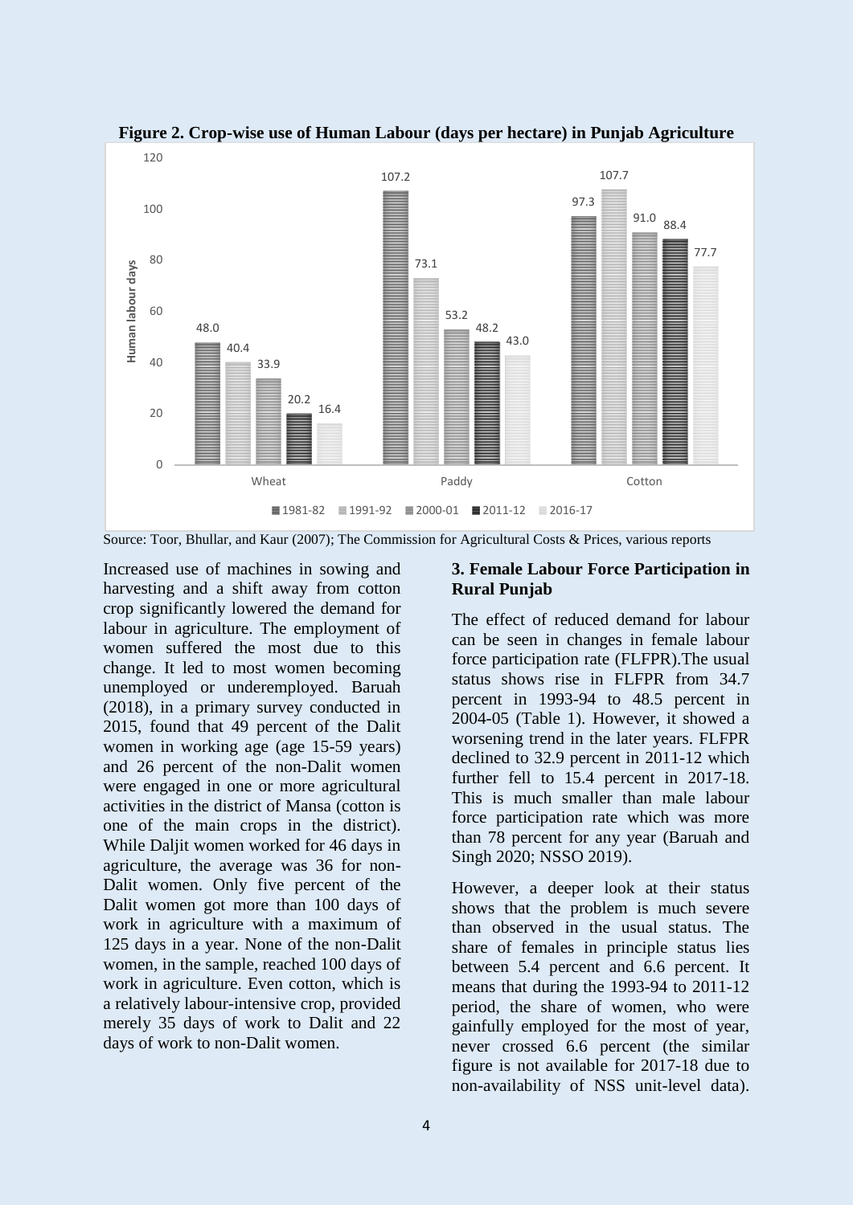**Figure 2. Crop-wise use of Human Labour (days per hectare) in Punjab Agriculture**

| Crop | 1981-82 | 1991-92 | 2000-01 | 2011-12 | 2016-17 |
|---|---|---|---|---|---|
| Wheat | 48.0 | 40.4 | 33.9 | 20.2 | 16.4 |
| Paddy | 107.2 | 73.1 | 53.2 | 48.2 | 43.0 |
| Cotton | 97.3 | 107.7 | 91.0 | 88.4 | 77.7 |

Source: Toor, Bhullar, and Kaur (2007); The Commission for Agricultural Costs & Prices, various reports

Increased use of machines in sowing and harvesting and a shift away from cotton crop significantly lowered the demand for labour in agriculture. The employment of women suffered the most due to this change. It led to most women becoming unemployed or underemployed. Baruah (2018), in a primary survey conducted in 2015, found that 49 percent of the Dalit women in working age (age 15-59 years) and 26 percent of the non-Dalit women were engaged in one or more agricultural activities in the district of Mansa (cotton is one of the main crops in the district). While Daljit women worked for 46 days in agriculture, the average was 36 for non-Dalit women. Only five percent of the Dalit women got more than 100 days of work in agriculture with a maximum of 125 days in a year. None of the non-Dalit women, in the sample, reached 100 days of work in agriculture. Even cotton, which is a relatively labour-intensive crop, provided merely 35 days of work to Dalit and 22 days of work to non-Dalit women.

## 3. Female Labour Force Participation in Rural Punjab

The effect of reduced demand for labour can be seen in changes in female labour force participation rate (FLFPR).The usual status shows rise in FLFPR from 34.7 percent in 1993-94 to 48.5 percent in 2004-05 (Table 1). However, it showed a worsening trend in the later years. FLFPR declined to 32.9 percent in 2011-12 which further fell to 15.4 percent in 2017-18. This is much smaller than male labour force participation rate which was more than 78 percent for any year (Baruah and Singh 2020; NSSO 2019).

However, a deeper look at their status shows that the problem is much severe than observed in the usual status. The share of females in principle status lies between 5.4 percent and 6.6 percent. It means that during the 1993-94 to 2011-12 period, the share of women, who were gainfully employed for the most of year, never crossed 6.6 percent (the similar figure is not available for 2017-18 due to non-availability of NSS unit-level data).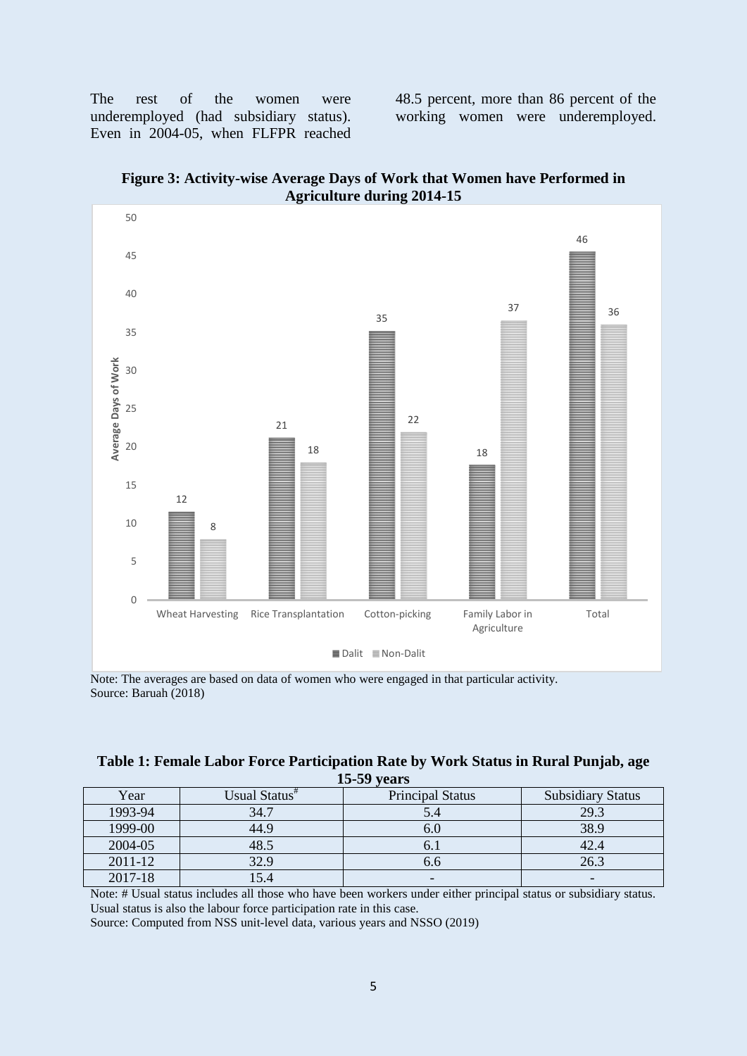The rest of the women were underemployed (had subsidiary status). Even in 2004-05, when FLFPR reached 48.5 percent, more than 86 percent of the working women were underemployed.

**Figure 3: Activity-wise Average Days of Work that Women have Performed in Agriculture during 2014-15**

Note: The averages are based on data of women who were engaged in that particular activity.
Source: Baruah (2018)

**Table 1: Female Labor Force Participation Rate by Work Status in Rural Punjab, age 15-59 years**

| Year | Usual Status# | Principal Status | Subsidiary Status |
|---|---|---|---|
| 1993-94 | 34.7 | 5.4 | 29.3 |
| 1999-00 | 44.9 | 6.0 | 38.9 |
| 2004-05 | 48.5 | 6.1 | 42.4 |
| 2011-12 | 32.9 | 6.6 | 26.3 |
| 2017-18 | 15.4 | - | - |

Note: # Usual status includes all those who have been workers under either principal status or subsidiary status. Usual status is also the labour force participation rate in this case.
Source: Computed from NSS unit-level data, various years and NSSO (2019)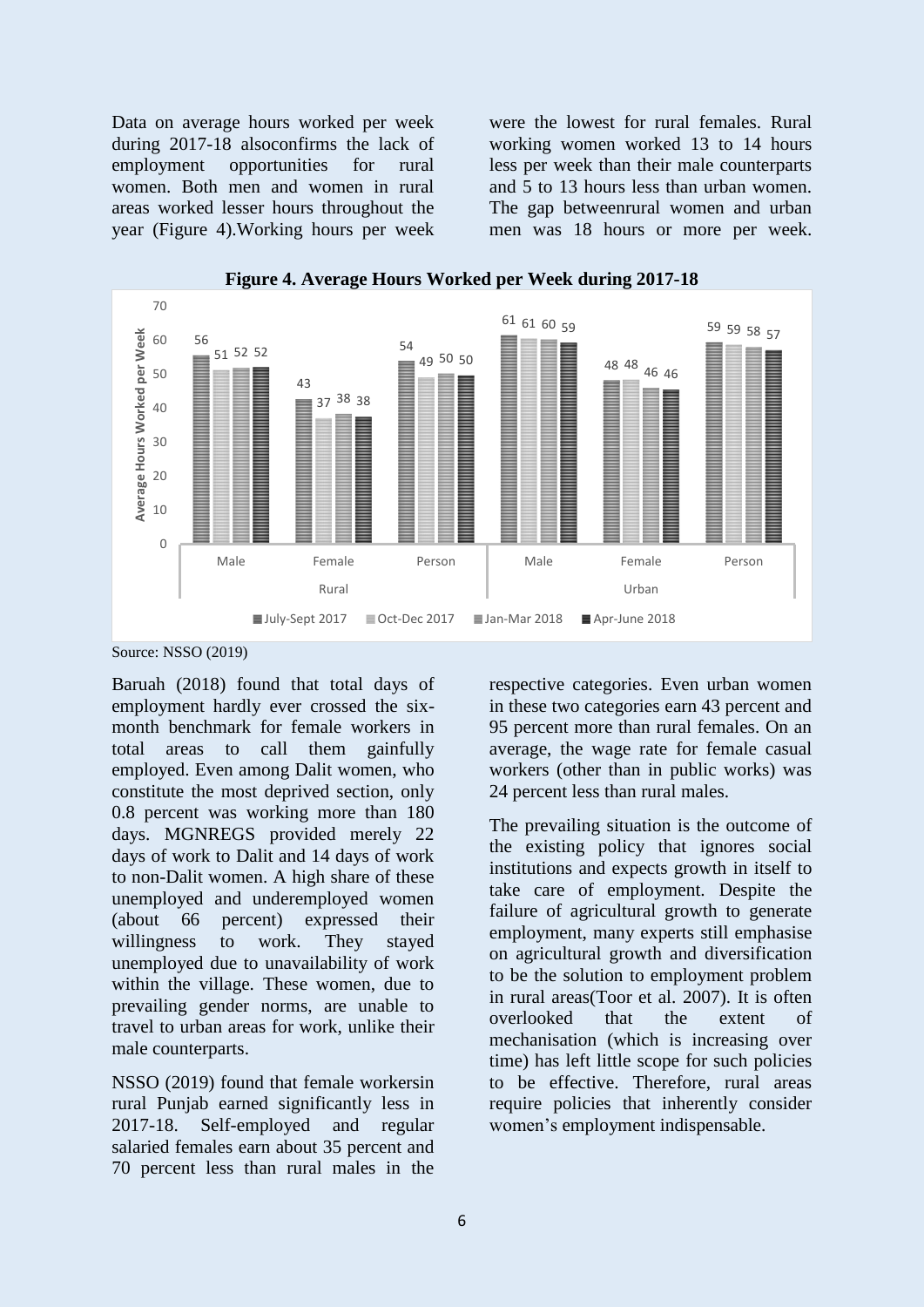Data on average hours worked per week during 2017-18 alsoconfirms the lack of employment opportunities for rural women. Both men and women in rural areas worked lesser hours throughout the year (Figure 4).Working hours per week were the lowest for rural females. Rural working women worked 13 to 14 hours less per week than their male counterparts and 5 to 13 hours less than urban women. The gap betweenrural women and urban men was 18 hours or more per week.

**Figure 4. Average Hours Worked per Week during 2017-18**

| | | July-Sept 2017 | Oct-Dec 2017 | Jan-Mar 2018 | Apr-June 2018 |
|---|---|---|---|---|---|
| Rural | Male | 56 | 51 | 52 | 52 |
| | Female | 43 | 37 | 38 | 38 |
| | Person | 54 | 49 | 50 | 50 |
| Urban | Male | 61 | 61 | 60 | 59 |
| | Female | 48 | 48 | 46 | 46 |
| | Person | 59 | 59 | 58 | 57 |

Source: NSSO (2019)

Baruah (2018) found that total days of employment hardly ever crossed the six-month benchmark for female workers in total areas to call them gainfully employed. Even among Dalit women, who constitute the most deprived section, only 0.8 percent was working more than 180 days. MGNREGS provided merely 22 days of work to Dalit and 14 days of work to non-Dalit women. A high share of these unemployed and underemployed women (about 66 percent) expressed their willingness to work. They stayed unemployed due to unavailability of work within the village. These women, due to prevailing gender norms, are unable to travel to urban areas for work, unlike their male counterparts.

NSSO (2019) found that female workersin rural Punjab earned significantly less in 2017-18. Self-employed and regular salaried females earn about 35 percent and 70 percent less than rural males in the respective categories. Even urban women in these two categories earn 43 percent and 95 percent more than rural females. On an average, the wage rate for female casual workers (other than in public works) was 24 percent less than rural males.

The prevailing situation is the outcome of the existing policy that ignores social institutions and expects growth in itself to take care of employment. Despite the failure of agricultural growth to generate employment, many experts still emphasise on agricultural growth and diversification to be the solution to employment problem in rural areas(Toor et al. 2007). It is often overlooked that the extent of mechanisation (which is increasing over time) has left little scope for such policies to be effective. Therefore, rural areas require policies that inherently consider women's employment indispensable.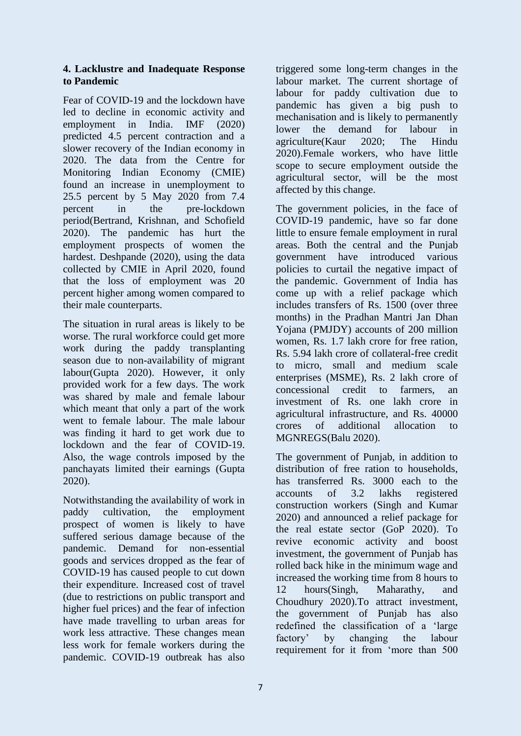### 4. Lacklustre and Inadequate Response to Pandemic

Fear of COVID-19 and the lockdown have led to decline in economic activity and employment in India. IMF (2020) predicted 4.5 percent contraction and a slower recovery of the Indian economy in 2020. The data from the Centre for Monitoring Indian Economy (CMIE) found an increase in unemployment to 25.5 percent by 5 May 2020 from 7.4 percent in the pre-lockdown period(Bertrand, Krishnan, and Schofield 2020). The pandemic has hurt the employment prospects of women the hardest. Deshpande (2020), using the data collected by CMIE in April 2020, found that the loss of employment was 20 percent higher among women compared to their male counterparts.

The situation in rural areas is likely to be worse. The rural workforce could get more work during the paddy transplanting season due to non-availability of migrant labour(Gupta 2020). However, it only provided work for a few days. The work was shared by male and female labour which meant that only a part of the work went to female labour. The male labour was finding it hard to get work due to lockdown and the fear of COVID-19. Also, the wage controls imposed by the panchayats limited their earnings (Gupta 2020).

Notwithstanding the availability of work in paddy cultivation, the employment prospect of women is likely to have suffered serious damage because of the pandemic. Demand for non-essential goods and services dropped as the fear of COVID-19 has caused people to cut down their expenditure. Increased cost of travel (due to restrictions on public transport and higher fuel prices) and the fear of infection have made travelling to urban areas for work less attractive. These changes mean less work for female workers during the pandemic. COVID-19 outbreak has also triggered some long-term changes in the labour market. The current shortage of labour for paddy cultivation due to pandemic has given a big push to mechanisation and is likely to permanently lower the demand for labour in agriculture(Kaur 2020; The Hindu 2020).Female workers, who have little scope to secure employment outside the agricultural sector, will be the most affected by this change.

The government policies, in the face of COVID-19 pandemic, have so far done little to ensure female employment in rural areas. Both the central and the Punjab government have introduced various policies to curtail the negative impact of the pandemic. Government of India has come up with a relief package which includes transfers of Rs. 1500 (over three months) in the Pradhan Mantri Jan Dhan Yojana (PMJDY) accounts of 200 million women, Rs. 1.7 lakh crore for free ration, Rs. 5.94 lakh crore of collateral-free credit to micro, small and medium scale enterprises (MSME), Rs. 2 lakh crore of concessional credit to farmers, an investment of Rs. one lakh crore in agricultural infrastructure, and Rs. 40000 crores of additional allocation to MGNREGS(Balu 2020).

The government of Punjab, in addition to distribution of free ration to households, has transferred Rs. 3000 each to the accounts of 3.2 lakhs registered construction workers (Singh and Kumar 2020) and announced a relief package for the real estate sector (GoP 2020). To revive economic activity and boost investment, the government of Punjab has rolled back hike in the minimum wage and increased the working time from 8 hours to 12 hours(Singh, Maharathy, and Choudhury 2020).To attract investment, the government of Punjab has also redefined the classification of a 'large factory' by changing the labour requirement for it from 'more than 500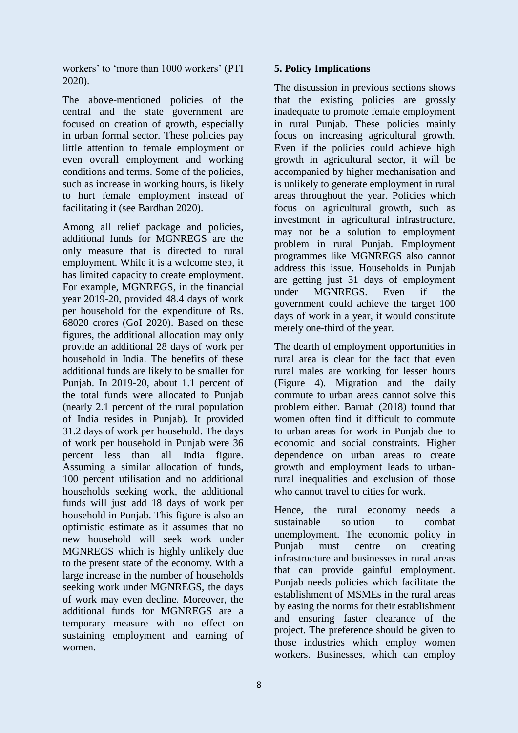workers' to 'more than 1000 workers' (PTI 2020).

The above-mentioned policies of the central and the state government are focused on creation of growth, especially in urban formal sector. These policies pay little attention to female employment or even overall employment and working conditions and terms. Some of the policies, such as increase in working hours, is likely to hurt female employment instead of facilitating it (see Bardhan 2020).

Among all relief package and policies, additional funds for MGNREGS are the only measure that is directed to rural employment. While it is a welcome step, it has limited capacity to create employment. For example, MGNREGS, in the financial year 2019-20, provided 48.4 days of work per household for the expenditure of Rs. 68020 crores (GoI 2020). Based on these figures, the additional allocation may only provide an additional 28 days of work per household in India. The benefits of these additional funds are likely to be smaller for Punjab. In 2019-20, about 1.1 percent of the total funds were allocated to Punjab (nearly 2.1 percent of the rural population of India resides in Punjab). It provided 31.2 days of work per household. The days of work per household in Punjab were 36 percent less than all India figure. Assuming a similar allocation of funds, 100 percent utilisation and no additional households seeking work, the additional funds will just add 18 days of work per household in Punjab. This figure is also an optimistic estimate as it assumes that no new household will seek work under MGNREGS which is highly unlikely due to the present state of the economy. With a large increase in the number of households seeking work under MGNREGS, the days of work may even decline. Moreover, the additional funds for MGNREGS are a temporary measure with no effect on sustaining employment and earning of women.

## 5. Policy Implications

The discussion in previous sections shows that the existing policies are grossly inadequate to promote female employment in rural Punjab. These policies mainly focus on increasing agricultural growth. Even if the policies could achieve high growth in agricultural sector, it will be accompanied by higher mechanisation and is unlikely to generate employment in rural areas throughout the year. Policies which focus on agricultural growth, such as investment in agricultural infrastructure, may not be a solution to employment problem in rural Punjab. Employment programmes like MGNREGS also cannot address this issue. Households in Punjab are getting just 31 days of employment under MGNREGS. Even if the government could achieve the target 100 days of work in a year, it would constitute merely one-third of the year.

The dearth of employment opportunities in rural area is clear for the fact that even rural males are working for lesser hours (Figure 4). Migration and the daily commute to urban areas cannot solve this problem either. Baruah (2018) found that women often find it difficult to commute to urban areas for work in Punjab due to economic and social constraints. Higher dependence on urban areas to create growth and employment leads to urban-rural inequalities and exclusion of those who cannot travel to cities for work.

Hence, the rural economy needs a sustainable solution to combat unemployment. The economic policy in Punjab must centre on creating infrastructure and businesses in rural areas that can provide gainful employment. Punjab needs policies which facilitate the establishment of MSMEs in the rural areas by easing the norms for their establishment and ensuring faster clearance of the project. The preference should be given to those industries which employ women workers. Businesses, which can employ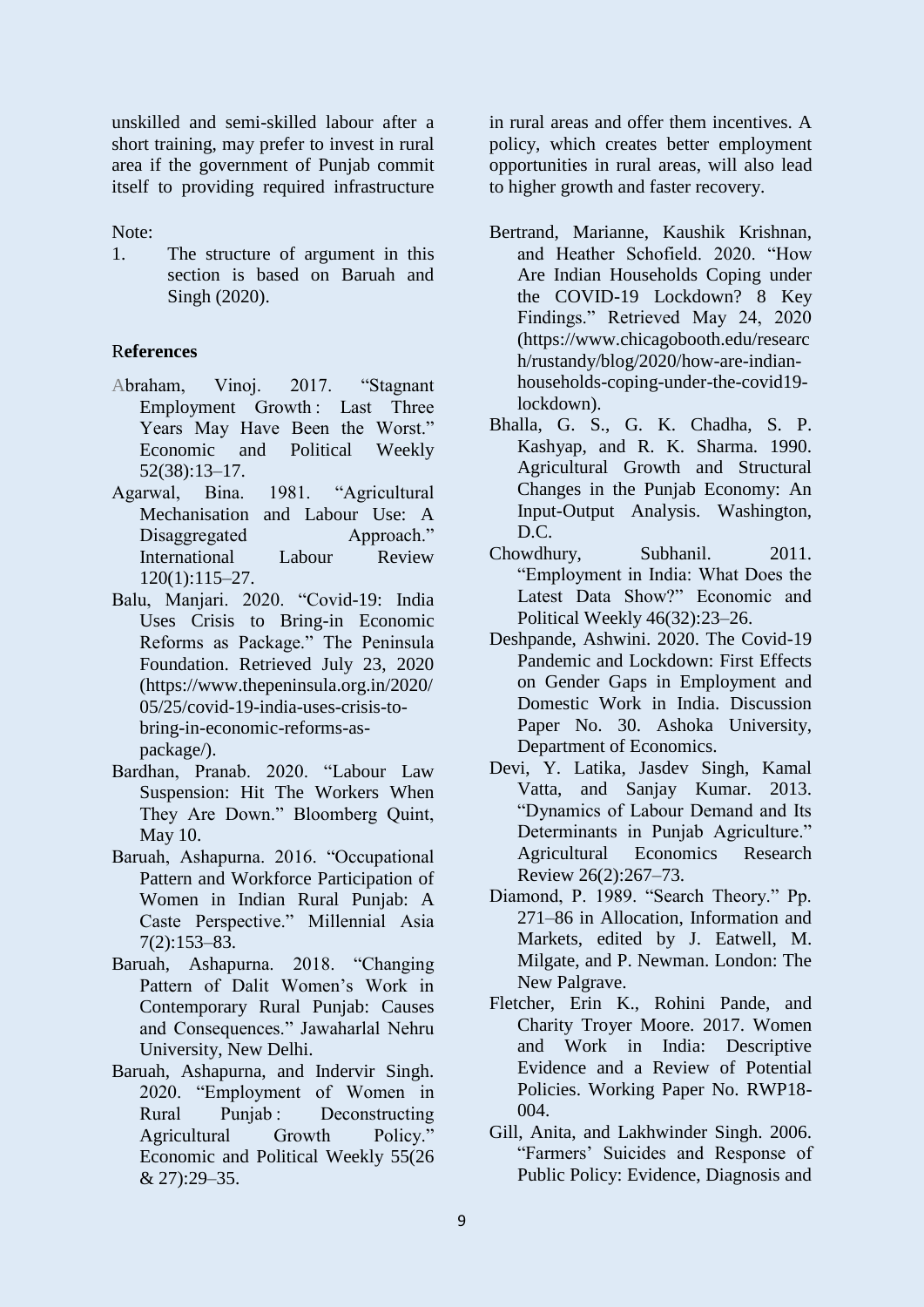unskilled and semi-skilled labour after a short training, may prefer to invest in rural area if the government of Punjab commit itself to providing required infrastructure in rural areas and offer them incentives. A policy, which creates better employment opportunities in rural areas, will also lead to higher growth and faster recovery.

Note:

1. The structure of argument in this section is based on Baruah and Singh (2020).

## References

Abraham, Vinoj. 2017. “Stagnant Employment Growth : Last Three Years May Have Been the Worst.” Economic and Political Weekly 52(38):13–17.

Agarwal, Bina. 1981. “Agricultural Mechanisation and Labour Use: A Disaggregated Approach.” International Labour Review 120(1):115–27.

Balu, Manjari. 2020. “Covid-19: India Uses Crisis to Bring-in Economic Reforms as Package.” The Peninsula Foundation. Retrieved July 23, 2020 (https://www.thepeninsula.org.in/2020/05/25/covid-19-india-uses-crisis-to-bring-in-economic-reforms-as-package/).

Bardhan, Pranab. 2020. “Labour Law Suspension: Hit The Workers When They Are Down.” Bloomberg Quint, May 10.

Baruah, Ashapurna. 2016. “Occupational Pattern and Workforce Participation of Women in Indian Rural Punjab: A Caste Perspective.” Millennial Asia 7(2):153–83.

Baruah, Ashapurna. 2018. “Changing Pattern of Dalit Women’s Work in Contemporary Rural Punjab: Causes and Consequences.” Jawaharlal Nehru University, New Delhi.

Baruah, Ashapurna, and Indervir Singh. 2020. “Employment of Women in Rural Punjab : Deconstructing Agricultural Growth Policy.” Economic and Political Weekly 55(26 & 27):29–35.

Bertrand, Marianne, Kaushik Krishnan, and Heather Schofield. 2020. “How Are Indian Households Coping under the COVID-19 Lockdown? 8 Key Findings.” Retrieved May 24, 2020 (https://www.chicagobooth.edu/research/rustandy/blog/2020/how-are-indian-households-coping-under-the-covid19-lockdown).

Bhalla, G. S., G. K. Chadha, S. P. Kashyap, and R. K. Sharma. 1990. Agricultural Growth and Structural Changes in the Punjab Economy: An Input-Output Analysis. Washington, D.C.

Chowdhury, Subhanil. 2011. “Employment in India: What Does the Latest Data Show?” Economic and Political Weekly 46(32):23–26.

Deshpande, Ashwini. 2020. The Covid-19 Pandemic and Lockdown: First Effects on Gender Gaps in Employment and Domestic Work in India. Discussion Paper No. 30. Ashoka University, Department of Economics.

Devi, Y. Latika, Jasdev Singh, Kamal Vatta, and Sanjay Kumar. 2013. “Dynamics of Labour Demand and Its Determinants in Punjab Agriculture.” Agricultural Economics Research Review 26(2):267–73.

Diamond, P. 1989. “Search Theory.” Pp. 271–86 in Allocation, Information and Markets, edited by J. Eatwell, M. Milgate, and P. Newman. London: The New Palgrave.

Fletcher, Erin K., Rohini Pande, and Charity Troyer Moore. 2017. Women and Work in India: Descriptive Evidence and a Review of Potential Policies. Working Paper No. RWP18-004.

Gill, Anita, and Lakhwinder Singh. 2006. “Farmers’ Suicides and Response of Public Policy: Evidence, Diagnosis and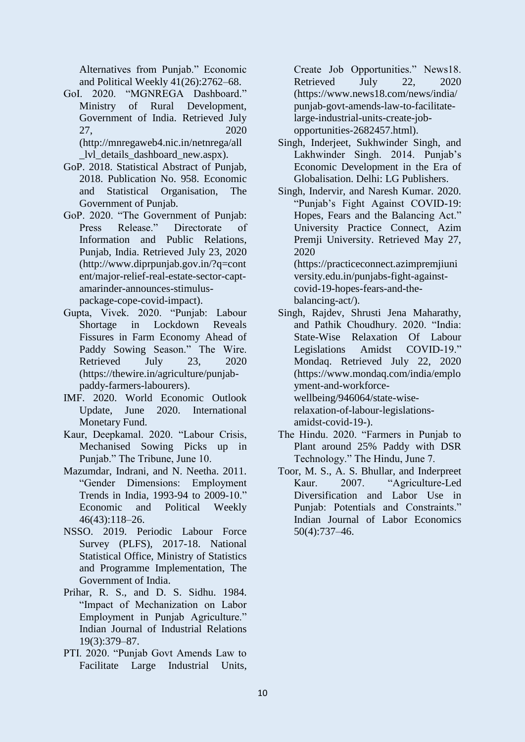Alternatives from Punjab." Economic and Political Weekly 41(26):2762–68.

GoI. 2020. "MGNREGA Dashboard." Ministry of Rural Development, Government of India. Retrieved July 27, 2020 (http://mnregaweb4.nic.in/netnrega/all_lvl_details_dashboard_new.aspx).

GoP. 2018. Statistical Abstract of Punjab, 2018. Publication No. 958. Economic and Statistical Organisation, The Government of Punjab.

GoP. 2020. "The Government of Punjab: Press Release." Directorate of Information and Public Relations, Punjab, India. Retrieved July 23, 2020 (http://www.diprpunjab.gov.in/?q=content/major-relief-real-estate-sector-capt-amarinder-announces-stimulus-package-cope-covid-impact).

Gupta, Vivek. 2020. "Punjab: Labour Shortage in Lockdown Reveals Fissures in Farm Economy Ahead of Paddy Sowing Season." The Wire. Retrieved July 23, 2020 (https://thewire.in/agriculture/punjab-paddy-farmers-labourers).

IMF. 2020. World Economic Outlook Update, June 2020. International Monetary Fund.

Kaur, Deepkamal. 2020. "Labour Crisis, Mechanised Sowing Picks up in Punjab." The Tribune, June 10.

Mazumdar, Indrani, and N. Neetha. 2011. "Gender Dimensions: Employment Trends in India, 1993-94 to 2009-10." Economic and Political Weekly 46(43):118–26.

NSSO. 2019. Periodic Labour Force Survey (PLFS), 2017-18. National Statistical Office, Ministry of Statistics and Programme Implementation, The Government of India.

Prihar, R. S., and D. S. Sidhu. 1984. "Impact of Mechanization on Labor Employment in Punjab Agriculture." Indian Journal of Industrial Relations 19(3):379–87.

PTI. 2020. "Punjab Govt Amends Law to Facilitate Large Industrial Units, Create Job Opportunities." News18. Retrieved July 22, 2020 (https://www.news18.com/news/india/punjab-govt-amends-law-to-facilitate-large-industrial-units-create-job-opportunities-2682457.html).

Singh, Inderjeet, Sukhwinder Singh, and Lakhwinder Singh. 2014. Punjab's Economic Development in the Era of Globalisation. Delhi: LG Publishers.

Singh, Indervir, and Naresh Kumar. 2020. "Punjab's Fight Against COVID-19: Hopes, Fears and the Balancing Act." University Practice Connect, Azim Premji University. Retrieved May 27, 2020 (https://practiceconnect.azimpremjiuniversity.edu.in/punjabs-fight-against-covid-19-hopes-fears-and-the-balancing-act/).

Singh, Rajdev, Shrusti Jena Maharathy, and Pathik Choudhury. 2020. "India: State-Wise Relaxation Of Labour Legislations Amidst COVID-19." Mondaq. Retrieved July 22, 2020 (https://www.mondaq.com/india/employment-and-workforce-wellbeing/946064/state-wise-relaxation-of-labour-legislations-amidst-covid-19-).

The Hindu. 2020. "Farmers in Punjab to Plant around 25% Paddy with DSR Technology." The Hindu, June 7.

Toor, M. S., A. S. Bhullar, and Inderpreet Kaur. 2007. "Agriculture-Led Diversification and Labor Use in Punjab: Potentials and Constraints." Indian Journal of Labor Economics 50(4):737–46.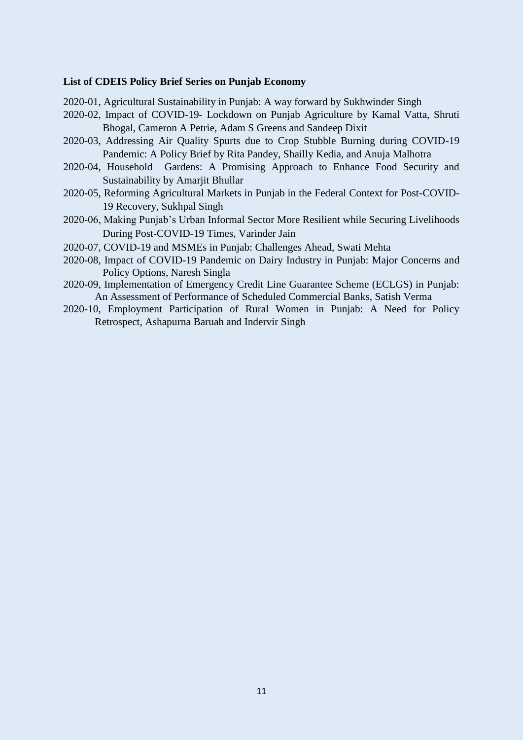**List of CDEIS Policy Brief Series on Punjab Economy**

2020-01, Agricultural Sustainability in Punjab: A way forward by Sukhwinder Singh

2020-02, Impact of COVID-19- Lockdown on Punjab Agriculture by Kamal Vatta, Shruti Bhogal, Cameron A Petrie, Adam S Greens and Sandeep Dixit

2020-03, Addressing Air Quality Spurts due to Crop Stubble Burning during COVID-19 Pandemic: A Policy Brief by Rita Pandey, Shailly Kedia, and Anuja Malhotra

2020-04, Household Gardens: A Promising Approach to Enhance Food Security and Sustainability by Amarjit Bhullar

2020-05, Reforming Agricultural Markets in Punjab in the Federal Context for Post-COVID-19 Recovery, Sukhpal Singh

2020-06, Making Punjab's Urban Informal Sector More Resilient while Securing Livelihoods During Post-COVID-19 Times, Varinder Jain

2020-07, COVID-19 and MSMEs in Punjab: Challenges Ahead, Swati Mehta

2020-08, Impact of COVID-19 Pandemic on Dairy Industry in Punjab: Major Concerns and Policy Options, Naresh Singla

2020-09, Implementation of Emergency Credit Line Guarantee Scheme (ECLGS) in Punjab: An Assessment of Performance of Scheduled Commercial Banks, Satish Verma

2020-10, Employment Participation of Rural Women in Punjab: A Need for Policy Retrospect, Ashapurna Baruah and Indervir Singh